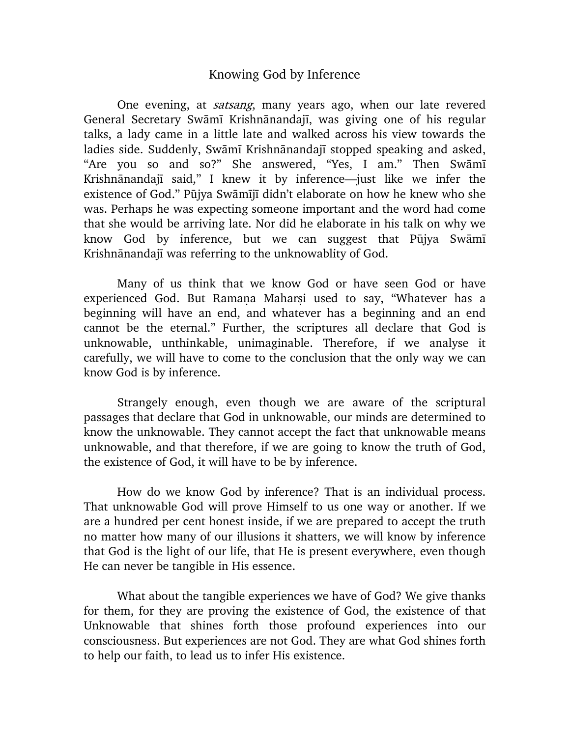# Knowing God by Inference

One evening, at *satsang*, many years ago, when our late revered General Secretary Swāmī Krishnānandajī, was giving one of his regular talks, a lady came in a little late and walked across his view towards the ladies side. Suddenly, Swāmī Krishnānandajī stopped speaking and asked, "Are you so and so?" She answered, "Yes, I am." Then Swāmī Krishnānandajī said," I knew it by inference—just like we infer the existence of God." Pūjya Swāmījī didn't elaborate on how he knew who she was. Perhaps he was expecting someone important and the word had come that she would be arriving late. Nor did he elaborate in his talk on why we know God by inference, but we can suggest that Pūjya Swāmī Krishnānandajī was referring to the unknowablity of God.

Many of us think that we know God or have seen God or have experienced God. But Ramaṇa Maharṣi used to say, "Whatever has a beginning will have an end, and whatever has a beginning and an end cannot be the eternal." Further, the scriptures all declare that God is unknowable, unthinkable, unimaginable. Therefore, if we analyse it carefully, we will have to come to the conclusion that the only way we can know God is by inference.

Strangely enough, even though we are aware of the scriptural passages that declare that God in unknowable, our minds are determined to know the unknowable. They cannot accept the fact that unknowable means unknowable, and that therefore, if we are going to know the truth of God, the existence of God, it will have to be by inference.

How do we know God by inference? That is an individual process. That unknowable God will prove Himself to us one way or another. If we are a hundred per cent honest inside, if we are prepared to accept the truth no matter how many of our illusions it shatters, we will know by inference that God is the light of our life, that He is present everywhere, even though He can never be tangible in His essence.

What about the tangible experiences we have of God? We give thanks for them, for they are proving the existence of God, the existence of that Unknowable that shines forth those profound experiences into our consciousness. But experiences are not God. They are what God shines forth to help our faith, to lead us to infer His existence.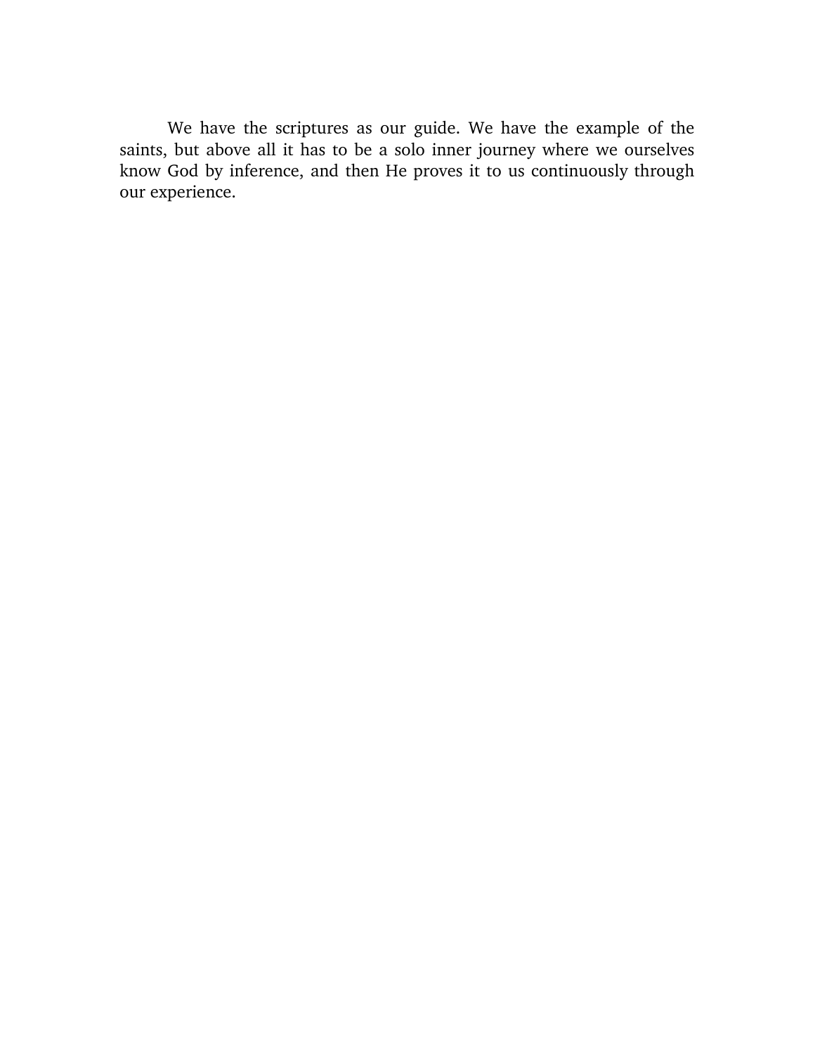We have the scriptures as our guide. We have the example of the saints, but above all it has to be a solo inner journey where we ourselves know God by inference, and then He proves it to us continuously through our experience.